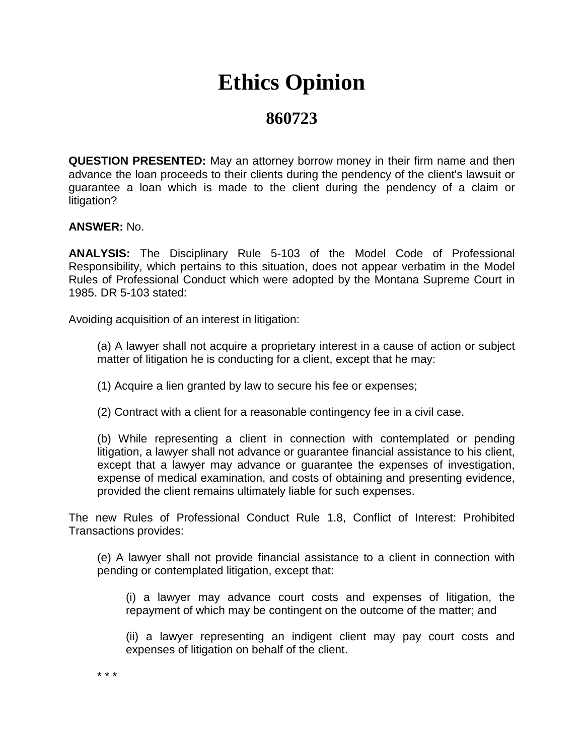# Ethics Opinion

## 860723

**QUESTION PRESENTED:** May an attorney borrow money in their firm name and then advance the loan proceeds to their clients during the pendency of the client's lawsuit or guarantee a loan which is made to the client during the pendency of a claim or litigation?

**ANSWER:** No.

**ANALYSIS:** The Disciplinary Rule 5-103 of the Model Code of Professional Responsibility, which pertains to this situation, does not appear verbatim in the Model Rules of Professional Conduct which were adopted by the Montana Supreme Court in 1985. DR 5-103 stated:

Avoiding acquisition of an interest in litigation:

> (a) A lawyer shall not acquire a proprietary interest in a cause of action or subject matter of litigation he is conducting for a client, except that he may:
>
> (1) Acquire a lien granted by law to secure his fee or expenses;
>
> (2) Contract with a client for a reasonable contingency fee in a civil case.
>
> (b) While representing a client in connection with contemplated or pending litigation, a lawyer shall not advance or guarantee financial assistance to his client, except that a lawyer may advance or guarantee the expenses of investigation, expense of medical examination, and costs of obtaining and presenting evidence, provided the client remains ultimately liable for such expenses.

The new Rules of Professional Conduct Rule 1.8, Conflict of Interest: Prohibited Transactions provides:

> (e) A lawyer shall not provide financial assistance to a client in connection with pending or contemplated litigation, except that:
>
> > (i) a lawyer may advance court costs and expenses of litigation, the repayment of which may be contingent on the outcome of the matter; and
> >
> > (ii) a lawyer representing an indigent client may pay court costs and expenses of litigation on behalf of the client.
>
> * * *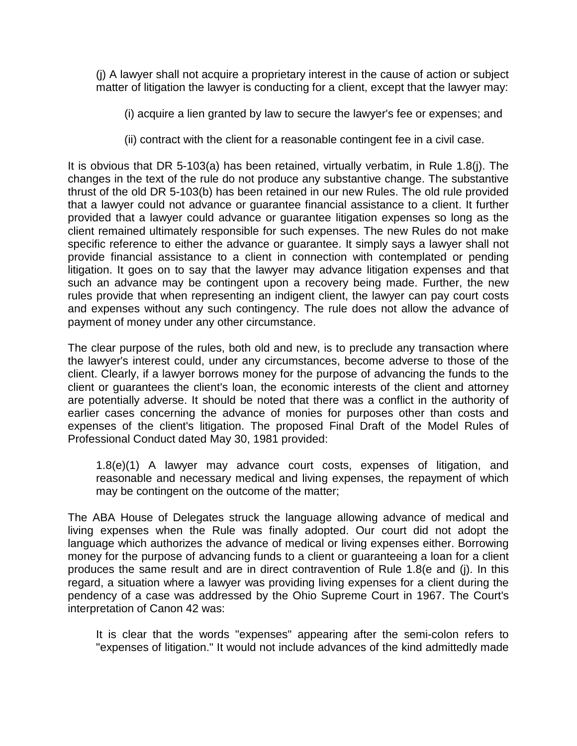> (j) A lawyer shall not acquire a proprietary interest in the cause of action or subject matter of litigation the lawyer is conducting for a client, except that the lawyer may:
>
> > (i) acquire a lien granted by law to secure the lawyer's fee or expenses; and
> >
> > (ii) contract with the client for a reasonable contingent fee in a civil case.

It is obvious that DR 5-103(a) has been retained, virtually verbatim, in Rule 1.8(j). The changes in the text of the rule do not produce any substantive change. The substantive thrust of the old DR 5-103(b) has been retained in our new Rules. The old rule provided that a lawyer could not advance or guarantee financial assistance to a client. It further provided that a lawyer could advance or guarantee litigation expenses so long as the client remained ultimately responsible for such expenses. The new Rules do not make specific reference to either the advance or guarantee. It simply says a lawyer shall not provide financial assistance to a client in connection with contemplated or pending litigation. It goes on to say that the lawyer may advance litigation expenses and that such an advance may be contingent upon a recovery being made. Further, the new rules provide that when representing an indigent client, the lawyer can pay court costs and expenses without any such contingency. The rule does not allow the advance of payment of money under any other circumstance.

The clear purpose of the rules, both old and new, is to preclude any transaction where the lawyer's interest could, under any circumstances, become adverse to those of the client. Clearly, if a lawyer borrows money for the purpose of advancing the funds to the client or guarantees the client's loan, the economic interests of the client and attorney are potentially adverse. It should be noted that there was a conflict in the authority of earlier cases concerning the advance of monies for purposes other than costs and expenses of the client's litigation. The proposed Final Draft of the Model Rules of Professional Conduct dated May 30, 1981 provided:

> 1.8(e)(1) A lawyer may advance court costs, expenses of litigation, and reasonable and necessary medical and living expenses, the repayment of which may be contingent on the outcome of the matter;

The ABA House of Delegates struck the language allowing advance of medical and living expenses when the Rule was finally adopted. Our court did not adopt the language which authorizes the advance of medical or living expenses either. Borrowing money for the purpose of advancing funds to a client or guaranteeing a loan for a client produces the same result and are in direct contravention of Rule 1.8(e and (j). In this regard, a situation where a lawyer was providing living expenses for a client during the pendency of a case was addressed by the Ohio Supreme Court in 1967. The Court's interpretation of Canon 42 was:

> It is clear that the words "expenses" appearing after the semi-colon refers to "expenses of litigation." It would not include advances of the kind admittedly made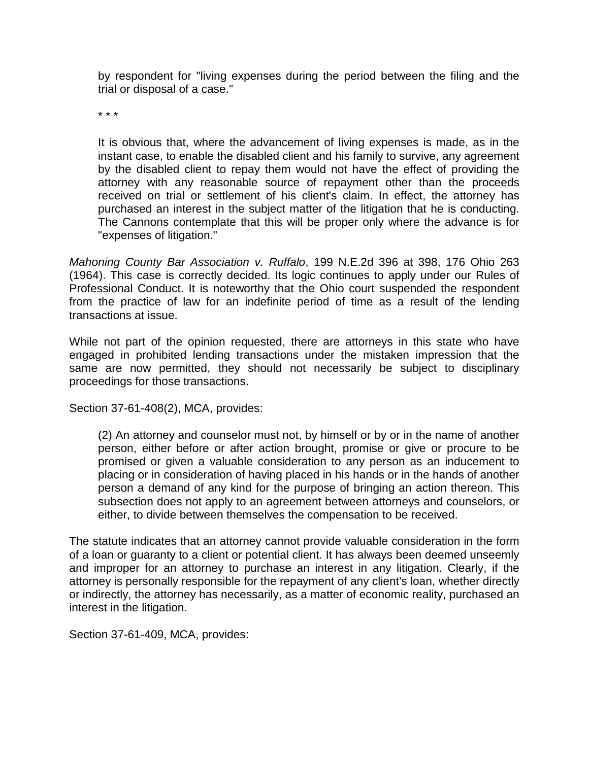> by respondent for "living expenses during the period between the filing and the trial or disposal of a case."
>
> * * *
>
> It is obvious that, where the advancement of living expenses is made, as in the instant case, to enable the disabled client and his family to survive, any agreement by the disabled client to repay them would not have the effect of providing the attorney with any reasonable source of repayment other than the proceeds received on trial or settlement of his client's claim. In effect, the attorney has purchased an interest in the subject matter of the litigation that he is conducting. The Cannons contemplate that this will be proper only where the advance is for "expenses of litigation."

*Mahoning County Bar Association v. Ruffalo*, 199 N.E.2d 396 at 398, 176 Ohio 263 (1964). This case is correctly decided. Its logic continues to apply under our Rules of Professional Conduct. It is noteworthy that the Ohio court suspended the respondent from the practice of law for an indefinite period of time as a result of the lending transactions at issue.

While not part of the opinion requested, there are attorneys in this state who have engaged in prohibited lending transactions under the mistaken impression that the same are now permitted, they should not necessarily be subject to disciplinary proceedings for those transactions.

Section 37-61-408(2), MCA, provides:

> (2) An attorney and counselor must not, by himself or by or in the name of another person, either before or after action brought, promise or give or procure to be promised or given a valuable consideration to any person as an inducement to placing or in consideration of having placed in his hands or in the hands of another person a demand of any kind for the purpose of bringing an action thereon. This subsection does not apply to an agreement between attorneys and counselors, or either, to divide between themselves the compensation to be received.

The statute indicates that an attorney cannot provide valuable consideration in the form of a loan or guaranty to a client or potential client. It has always been deemed unseemly and improper for an attorney to purchase an interest in any litigation. Clearly, if the attorney is personally responsible for the repayment of any client's loan, whether directly or indirectly, the attorney has necessarily, as a matter of economic reality, purchased an interest in the litigation.

Section 37-61-409, MCA, provides: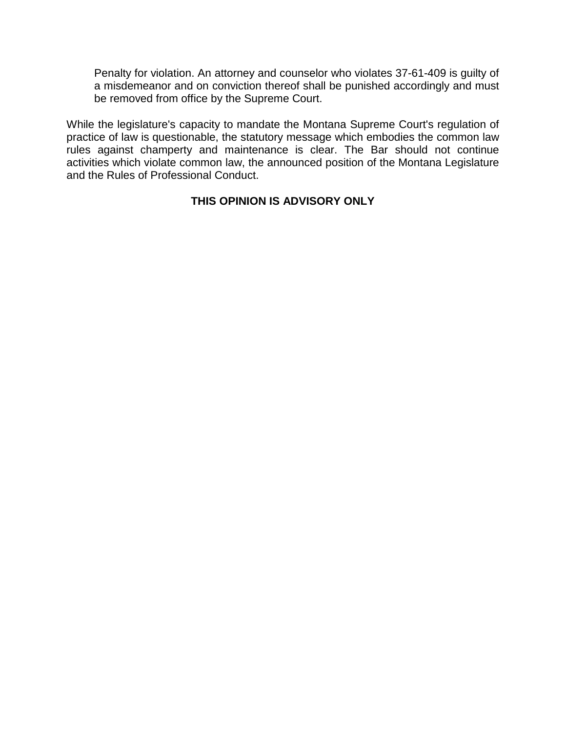> Penalty for violation. An attorney and counselor who violates 37-61-409 is guilty of a misdemeanor and on conviction thereof shall be punished accordingly and must be removed from office by the Supreme Court.

While the legislature's capacity to mandate the Montana Supreme Court's regulation of practice of law is questionable, the statutory message which embodies the common law rules against champerty and maintenance is clear. The Bar should not continue activities which violate common law, the announced position of the Montana Legislature and the Rules of Professional Conduct.

**THIS OPINION IS ADVISORY ONLY**